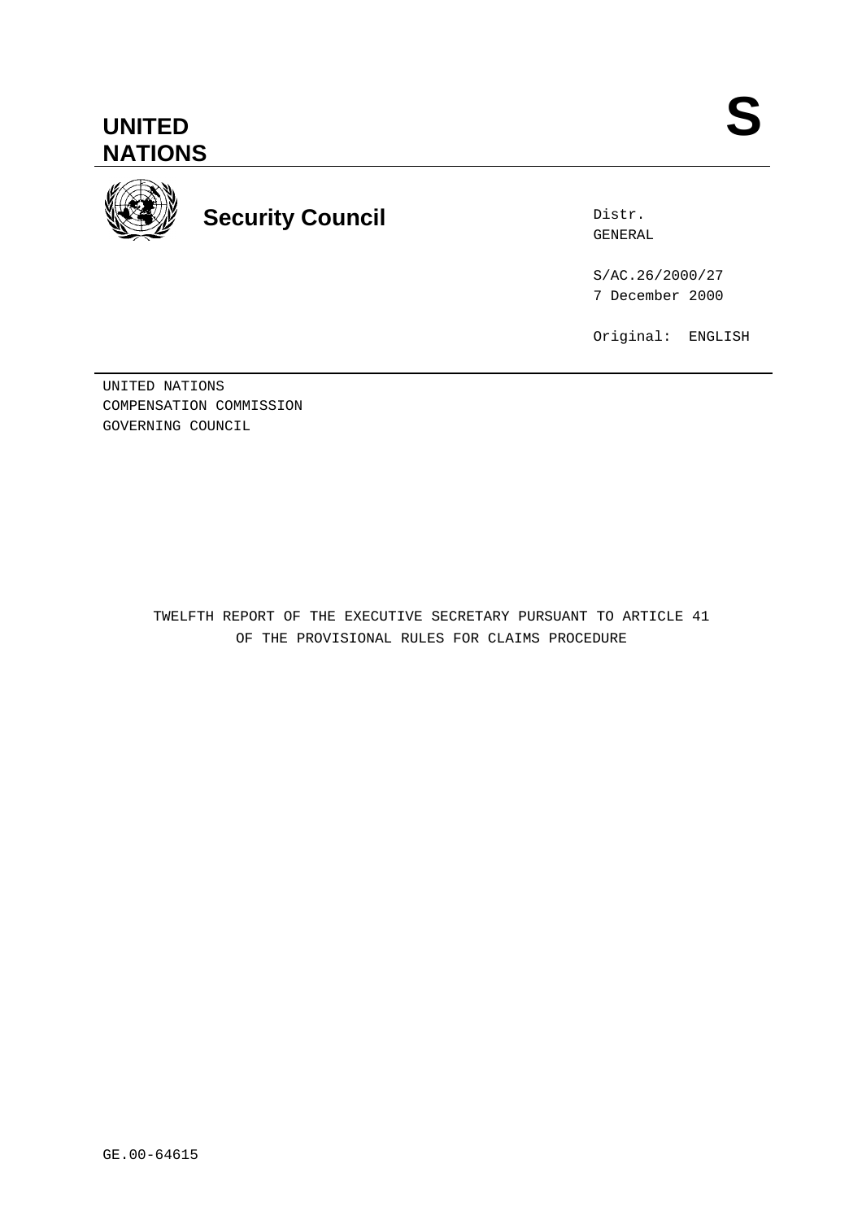UNITED NATIONS

S

**Security Council**

Distr.
GENERAL

S/AC.26/2000/27
7 December 2000

Original: ENGLISH

UNITED NATIONS
COMPENSATION COMMISSION
GOVERNING COUNCIL

TWELFTH REPORT OF THE EXECUTIVE SECRETARY PURSUANT TO ARTICLE 41
OF THE PROVISIONAL RULES FOR CLAIMS PROCEDURE

GE.00-64615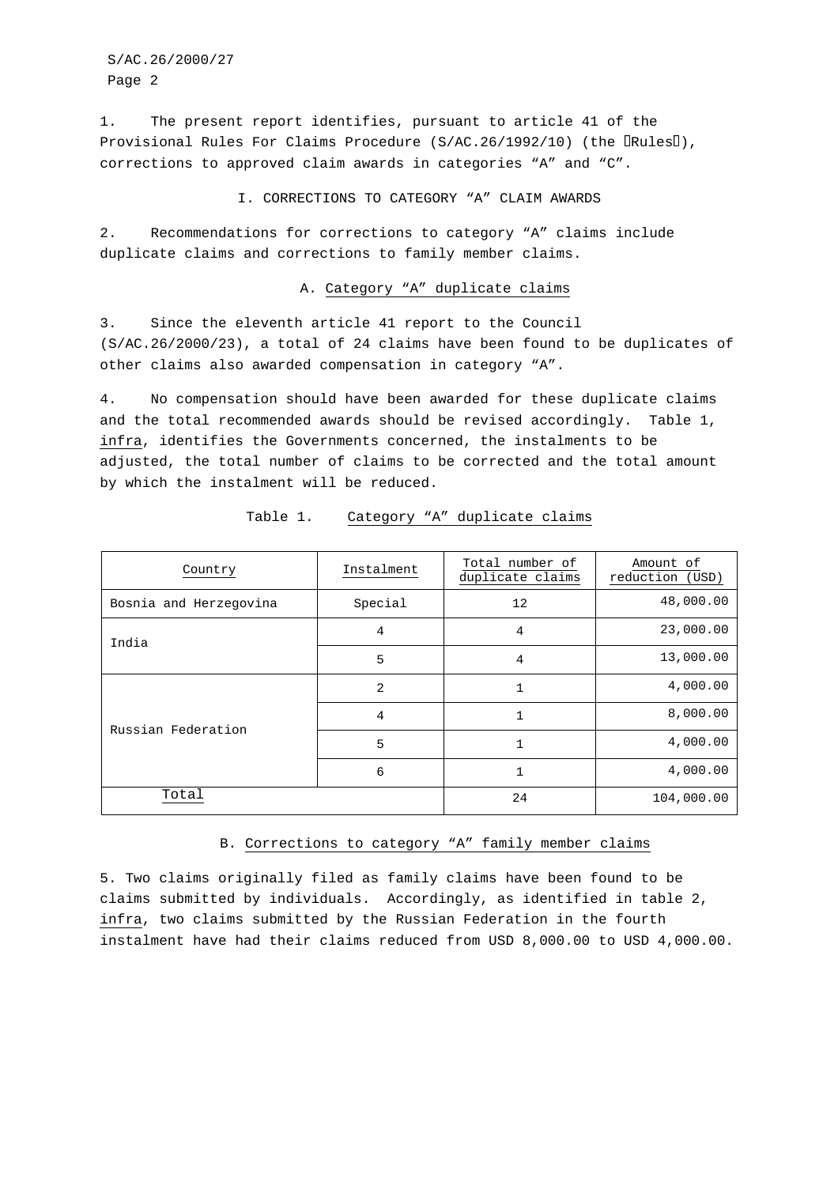1. The present report identifies, pursuant to article 41 of the Provisional Rules For Claims Procedure (S/AC.26/1992/10) (the "Rules"), corrections to approved claim awards in categories "A" and "C".

## I. CORRECTIONS TO CATEGORY "A" CLAIM AWARDS

2. Recommendations for corrections to category "A" claims include duplicate claims and corrections to family member claims.

### A. Category "A" duplicate claims

3. Since the eleventh article 41 report to the Council (S/AC.26/2000/23), a total of 24 claims have been found to be duplicates of other claims also awarded compensation in category "A".

4. No compensation should have been awarded for these duplicate claims and the total recommended awards should be revised accordingly. Table 1, *infra*, identifies the Governments concerned, the instalments to be adjusted, the total number of claims to be corrected and the total amount by which the instalment will be reduced.

Table 1. Category "A" duplicate claims

| Country | Instalment | Total number of duplicate claims | Amount of reduction (USD) |
|---|---|---|---|
| Bosnia and Herzegovina | Special | 12 | 48,000.00 |
| India | 4 | 4 | 23,000.00 |
| | 5 | 4 | 13,000.00 |
| Russian Federation | 2 | 1 | 4,000.00 |
| | 4 | 1 | 8,000.00 |
| | 5 | 1 | 4,000.00 |
| | 6 | 1 | 4,000.00 |
| Total | | 24 | 104,000.00 |

### B. Corrections to category "A" family member claims

5. Two claims originally filed as family claims have been found to be claims submitted by individuals. Accordingly, as identified in table 2, *infra*, two claims submitted by the Russian Federation in the fourth instalment have had their claims reduced from USD 8,000.00 to USD 4,000.00.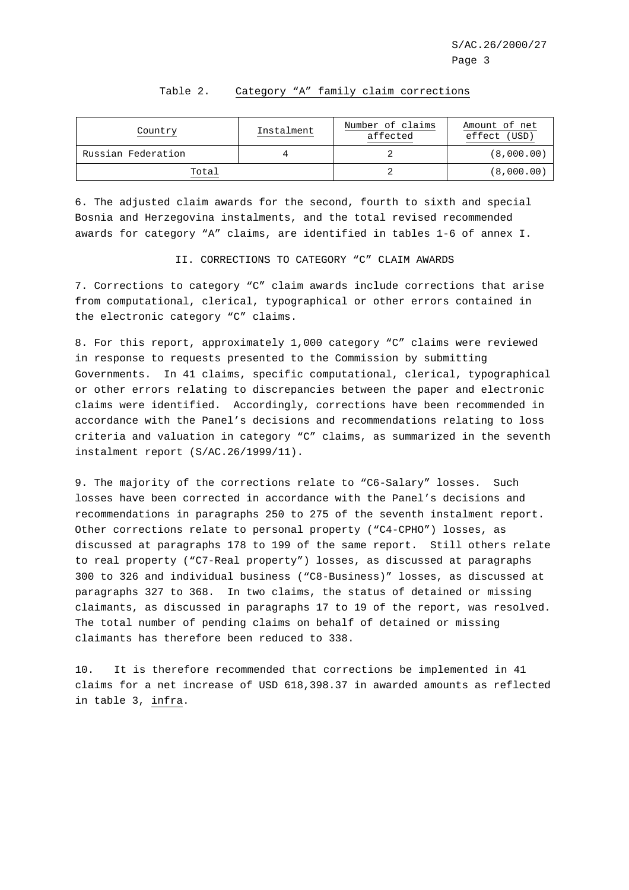Table 2. Category “A” family claim corrections

| Country | Instalment | Number of claims affected | Amount of net effect (USD) |
|---|---|---|---|
| Russian Federation | 4 | 2 | (8,000.00) |
| Total | | 2 | (8,000.00) |

6. The adjusted claim awards for the second, fourth to sixth and special Bosnia and Herzegovina instalments, and the total revised recommended awards for category “A” claims, are identified in tables 1-6 of annex I.

## II. CORRECTIONS TO CATEGORY “C” CLAIM AWARDS

7. Corrections to category “C” claim awards include corrections that arise from computational, clerical, typographical or other errors contained in the electronic category “C” claims.

8. For this report, approximately 1,000 category “C” claims were reviewed in response to requests presented to the Commission by submitting Governments. In 41 claims, specific computational, clerical, typographical or other errors relating to discrepancies between the paper and electronic claims were identified. Accordingly, corrections have been recommended in accordance with the Panel’s decisions and recommendations relating to loss criteria and valuation in category “C” claims, as summarized in the seventh instalment report (S/AC.26/1999/11).

9. The majority of the corrections relate to “C6-Salary” losses. Such losses have been corrected in accordance with the Panel’s decisions and recommendations in paragraphs 250 to 275 of the seventh instalment report. Other corrections relate to personal property (“C4-CPHO”) losses, as discussed at paragraphs 178 to 199 of the same report. Still others relate to real property (“C7-Real property”) losses, as discussed at paragraphs 300 to 326 and individual business (“C8-Business)” losses, as discussed at paragraphs 327 to 368. In two claims, the status of detained or missing claimants, as discussed in paragraphs 17 to 19 of the report, was resolved. The total number of pending claims on behalf of detained or missing claimants has therefore been reduced to 338.

10. It is therefore recommended that corrections be implemented in 41 claims for a net increase of USD 618,398.37 in awarded amounts as reflected in table 3, infra.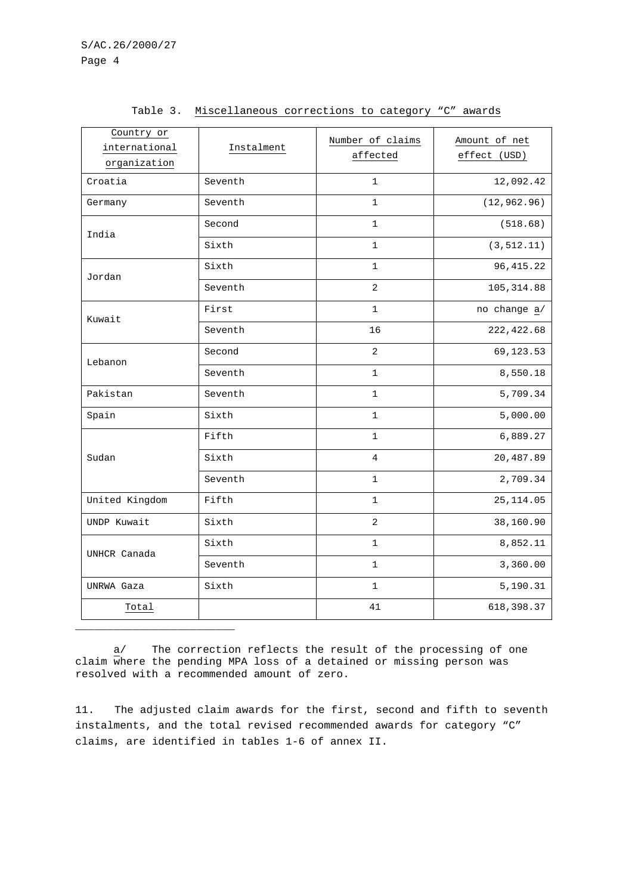Table 3. Miscellaneous corrections to category "C" awards

| Country or international organization | Instalment | Number of claims affected | Amount of net effect (USD) |
|---|---|---|---|
| Croatia | Seventh | 1 | 12,092.42 |
| Germany | Seventh | 1 | (12,962.96) |
| India | Second | 1 | (518.68) |
| | Sixth | 1 | (3,512.11) |
| Jordan | Sixth | 1 | 96,415.22 |
| | Seventh | 2 | 105,314.88 |
| Kuwait | First | 1 | no change a/ |
| | Seventh | 16 | 222,422.68 |
| Lebanon | Second | 2 | 69,123.53 |
| | Seventh | 1 | 8,550.18 |
| Pakistan | Seventh | 1 | 5,709.34 |
| Spain | Sixth | 1 | 5,000.00 |
| Sudan | Fifth | 1 | 6,889.27 |
| | Sixth | 4 | 20,487.89 |
| | Seventh | 1 | 2,709.34 |
| United Kingdom | Fifth | 1 | 25,114.05 |
| UNDP Kuwait | Sixth | 2 | 38,160.90 |
| UNHCR Canada | Sixth | 1 | 8,852.11 |
| | Seventh | 1 | 3,360.00 |
| UNRWA Gaza | Sixth | 1 | 5,190.31 |
| Total | | 41 | 618,398.37 |

a/ The correction reflects the result of the processing of one claim where the pending MPA loss of a detained or missing person was resolved with a recommended amount of zero.

11. The adjusted claim awards for the first, second and fifth to seventh instalments, and the total revised recommended awards for category "C" claims, are identified in tables 1-6 of annex II.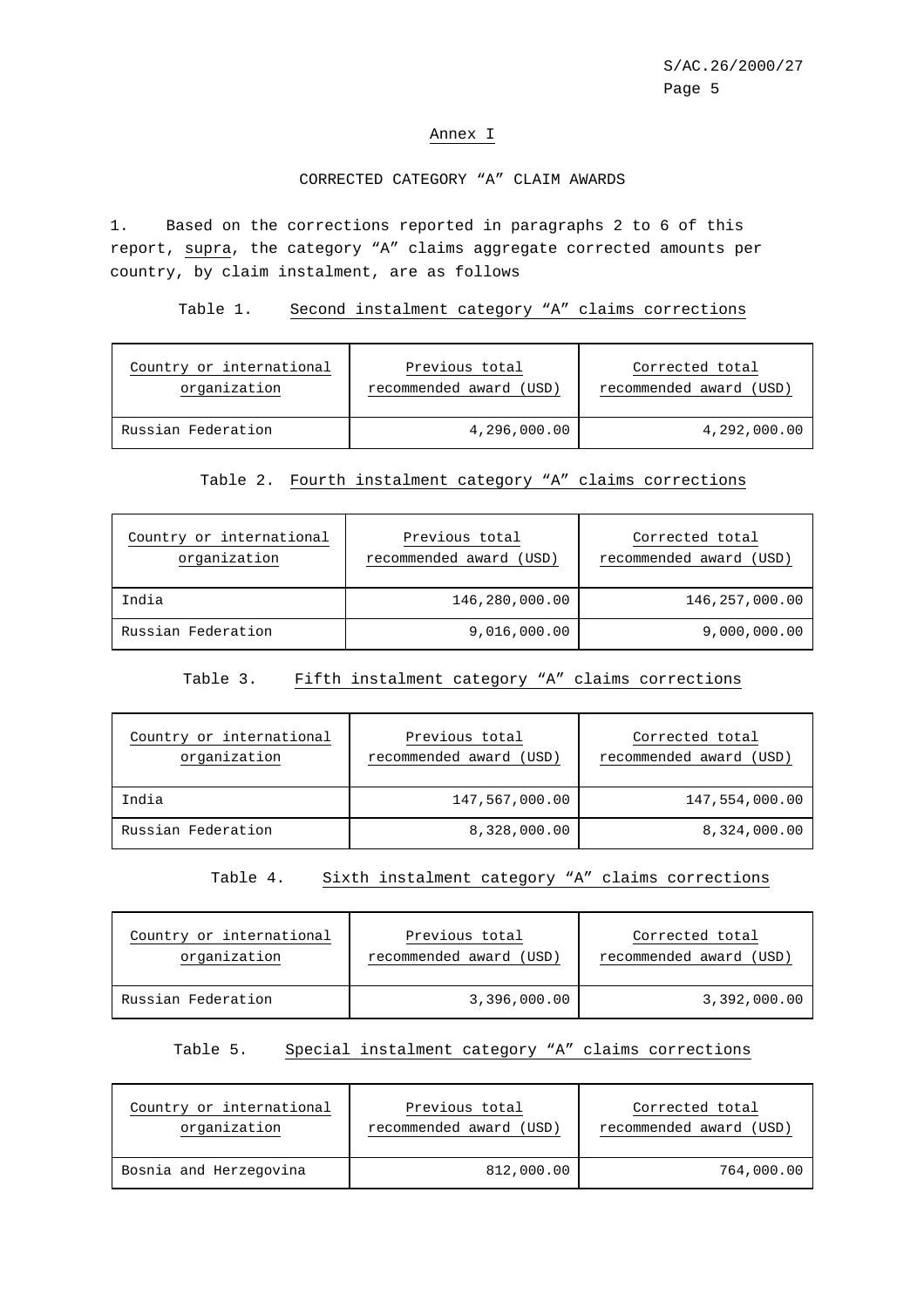## Annex I

### CORRECTED CATEGORY "A" CLAIM AWARDS

1. Based on the corrections reported in paragraphs 2 to 6 of this report, _supra_, the category "A" claims aggregate corrected amounts per country, by claim instalment, are as follows

Table 1. Second instalment category "A" claims corrections

| Country or international organization | Previous total recommended award (USD) | Corrected total recommended award (USD) |
|---|---:|---:|
| Russian Federation | 4,296,000.00 | 4,292,000.00 |

Table 2. Fourth instalment category "A" claims corrections

| Country or international organization | Previous total recommended award (USD) | Corrected total recommended award (USD) |
|---|---:|---:|
| India | 146,280,000.00 | 146,257,000.00 |
| Russian Federation | 9,016,000.00 | 9,000,000.00 |

Table 3. Fifth instalment category "A" claims corrections

| Country or international organization | Previous total recommended award (USD) | Corrected total recommended award (USD) |
|---|---:|---:|
| India | 147,567,000.00 | 147,554,000.00 |
| Russian Federation | 8,328,000.00 | 8,324,000.00 |

Table 4. Sixth instalment category "A" claims corrections

| Country or international organization | Previous total recommended award (USD) | Corrected total recommended award (USD) |
|---|---:|---:|
| Russian Federation | 3,396,000.00 | 3,392,000.00 |

Table 5. Special instalment category "A" claims corrections

| Country or international organization | Previous total recommended award (USD) | Corrected total recommended award (USD) |
|---|---:|---:|
| Bosnia and Herzegovina | 812,000.00 | 764,000.00 |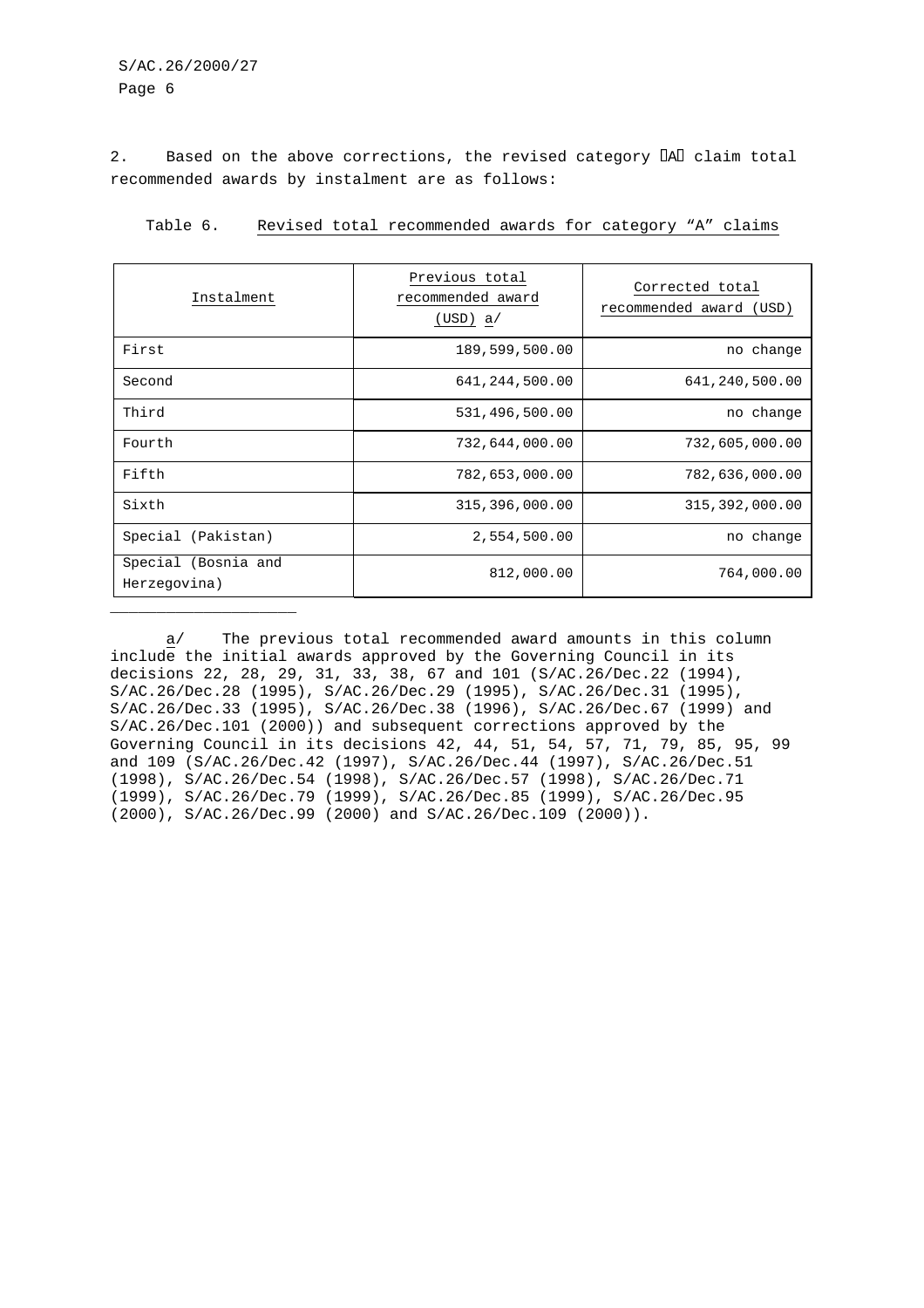2. Based on the above corrections, the revised category "A" claim total recommended awards by instalment are as follows:

Table 6. Revised total recommended awards for category "A" claims

| Instalment | Previous total recommended award (USD) a/ | Corrected total recommended award (USD) |
|---|---|---|
| First | 189,599,500.00 | no change |
| Second | 641,244,500.00 | 641,240,500.00 |
| Third | 531,496,500.00 | no change |
| Fourth | 732,644,000.00 | 732,605,000.00 |
| Fifth | 782,653,000.00 | 782,636,000.00 |
| Sixth | 315,396,000.00 | 315,392,000.00 |
| Special (Pakistan) | 2,554,500.00 | no change |
| Special (Bosnia and Herzegovina) | 812,000.00 | 764,000.00 |

---

a/ The previous total recommended award amounts in this column include the initial awards approved by the Governing Council in its decisions 22, 28, 29, 31, 33, 38, 67 and 101 (S/AC.26/Dec.22 (1994), S/AC.26/Dec.28 (1995), S/AC.26/Dec.29 (1995), S/AC.26/Dec.31 (1995), S/AC.26/Dec.33 (1995), S/AC.26/Dec.38 (1996), S/AC.26/Dec.67 (1999) and S/AC.26/Dec.101 (2000)) and subsequent corrections approved by the Governing Council in its decisions 42, 44, 51, 54, 57, 71, 79, 85, 95, 99 and 109 (S/AC.26/Dec.42 (1997), S/AC.26/Dec.44 (1997), S/AC.26/Dec.51 (1998), S/AC.26/Dec.54 (1998), S/AC.26/Dec.57 (1998), S/AC.26/Dec.71 (1999), S/AC.26/Dec.79 (1999), S/AC.26/Dec.85 (1999), S/AC.26/Dec.95 (2000), S/AC.26/Dec.99 (2000) and S/AC.26/Dec.109 (2000)).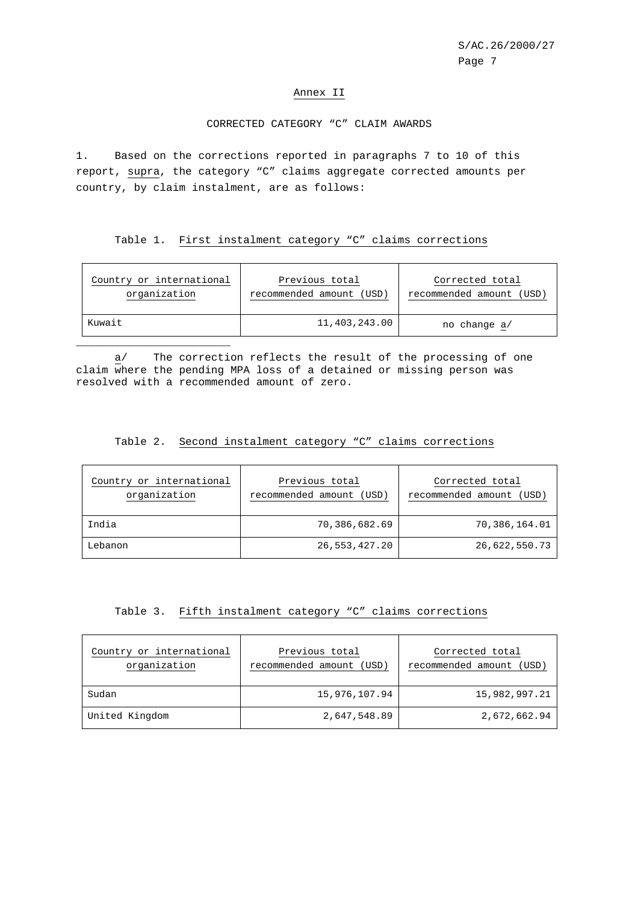## Annex II

### CORRECTED CATEGORY "C" CLAIM AWARDS

1. Based on the corrections reported in paragraphs 7 to 10 of this report, *supra*, the category "C" claims aggregate corrected amounts per country, by claim instalment, are as follows:

Table 1. First instalment category "C" claims corrections

| Country or international organization | Previous total recommended amount (USD) | Corrected total recommended amount (USD) |
|---|---|---|
| Kuwait | 11,403,243.00 | no change a/ |

a/ The correction reflects the result of the processing of one claim where the pending MPA loss of a detained or missing person was resolved with a recommended amount of zero.

Table 2. Second instalment category "C" claims corrections

| Country or international organization | Previous total recommended amount (USD) | Corrected total recommended amount (USD) |
|---|---|---|
| India | 70,386,682.69 | 70,386,164.01 |
| Lebanon | 26,553,427.20 | 26,622,550.73 |

Table 3. Fifth instalment category "C" claims corrections

| Country or international organization | Previous total recommended amount (USD) | Corrected total recommended amount (USD) |
|---|---|---|
| Sudan | 15,976,107.94 | 15,982,997.21 |
| United Kingdom | 2,647,548.89 | 2,672,662.94 |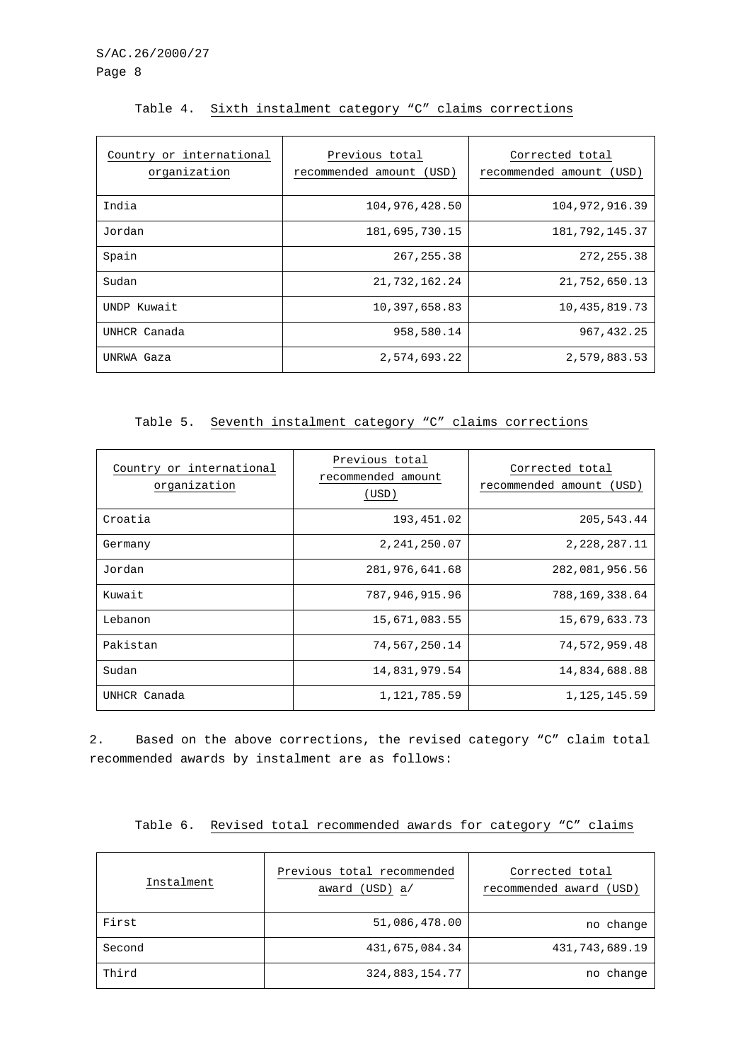Table 4. Sixth instalment category "C" claims corrections

| Country or international organization | Previous total recommended amount (USD) | Corrected total recommended amount (USD) |
|---|---:|---:|
| India | 104,976,428.50 | 104,972,916.39 |
| Jordan | 181,695,730.15 | 181,792,145.37 |
| Spain | 267,255.38 | 272,255.38 |
| Sudan | 21,732,162.24 | 21,752,650.13 |
| UNDP Kuwait | 10,397,658.83 | 10,435,819.73 |
| UNHCR Canada | 958,580.14 | 967,432.25 |
| UNRWA Gaza | 2,574,693.22 | 2,579,883.53 |

Table 5. Seventh instalment category "C" claims corrections

| Country or international organization | Previous total recommended amount (USD) | Corrected total recommended amount (USD) |
|---|---:|---:|
| Croatia | 193,451.02 | 205,543.44 |
| Germany | 2,241,250.07 | 2,228,287.11 |
| Jordan | 281,976,641.68 | 282,081,956.56 |
| Kuwait | 787,946,915.96 | 788,169,338.64 |
| Lebanon | 15,671,083.55 | 15,679,633.73 |
| Pakistan | 74,567,250.14 | 74,572,959.48 |
| Sudan | 14,831,979.54 | 14,834,688.88 |
| UNHCR Canada | 1,121,785.59 | 1,125,145.59 |

2. Based on the above corrections, the revised category "C" claim total recommended awards by instalment are as follows:

Table 6. Revised total recommended awards for category "C" claims

| Instalment | Previous total recommended award (USD) a/ | Corrected total recommended award (USD) |
|---|---:|---:|
| First | 51,086,478.00 | no change |
| Second | 431,675,084.34 | 431,743,689.19 |
| Third | 324,883,154.77 | no change |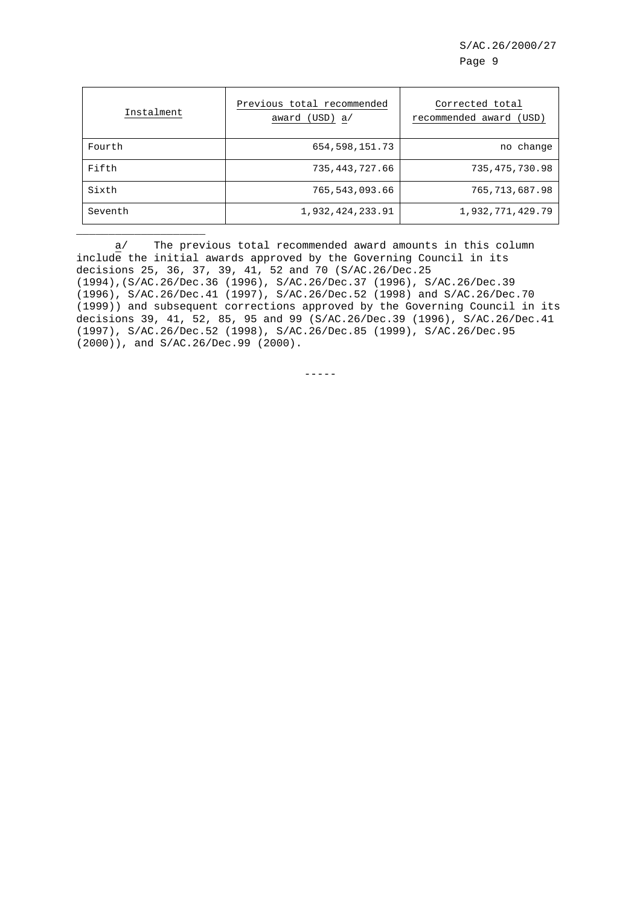| Instalment | Previous total recommended award (USD) a/ | Corrected total recommended award (USD) |
|---|---|---|
| Fourth | 654,598,151.73 | no change |
| Fifth | 735,443,727.66 | 735,475,730.98 |
| Sixth | 765,543,093.66 | 765,713,687.98 |
| Seventh | 1,932,424,233.91 | 1,932,771,429.79 |

---

a/ The previous total recommended award amounts in this column include the initial awards approved by the Governing Council in its decisions 25, 36, 37, 39, 41, 52 and 70 (S/AC.26/Dec.25 (1994),(S/AC.26/Dec.36 (1996), S/AC.26/Dec.37 (1996), S/AC.26/Dec.39 (1996), S/AC.26/Dec.41 (1997), S/AC.26/Dec.52 (1998) and S/AC.26/Dec.70 (1999)) and subsequent corrections approved by the Governing Council in its decisions 39, 41, 52, 85, 95 and 99 (S/AC.26/Dec.39 (1996), S/AC.26/Dec.41 (1997), S/AC.26/Dec.52 (1998), S/AC.26/Dec.85 (1999), S/AC.26/Dec.95 (2000)), and S/AC.26/Dec.99 (2000).

-----